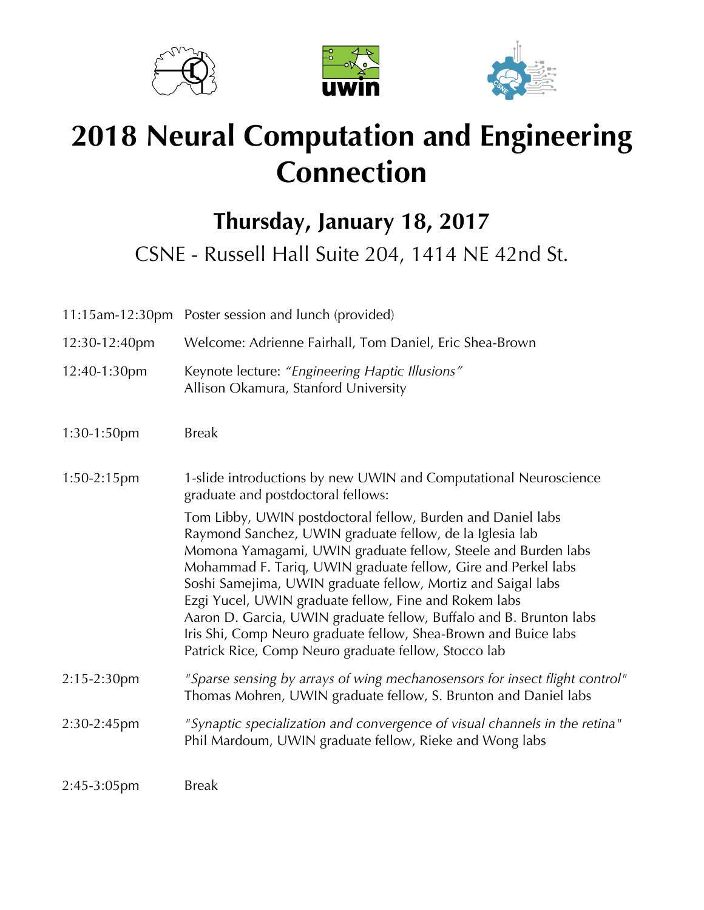# 2018 Neural Computation and Engineering Connection

## Thursday, January 18, 2017

CSNE - Russell Hall Suite 204, 1414 NE 42nd St.

| | |
|---|---|
| 11:15am-12:30pm | Poster session and lunch (provided) |
| 12:30-12:40pm | Welcome: Adrienne Fairhall, Tom Daniel, Eric Shea-Brown |
| 12:40-1:30pm | Keynote lecture: *"Engineering Haptic Illusions"*<br>Allison Okamura, Stanford University |
| 1:30-1:50pm | Break |
| 1:50-2:15pm | 1-slide introductions by new UWIN and Computational Neuroscience graduate and postdoctoral fellows:<br>Tom Libby, UWIN postdoctoral fellow, Burden and Daniel labs<br>Raymond Sanchez, UWIN graduate fellow, de la Iglesia lab<br>Momona Yamagami, UWIN graduate fellow, Steele and Burden labs<br>Mohammad F. Tariq, UWIN graduate fellow, Gire and Perkel labs<br>Soshi Samejima, UWIN graduate fellow, Mortiz and Saigal labs<br>Ezgi Yucel, UWIN graduate fellow, Fine and Rokem labs<br>Aaron D. Garcia, UWIN graduate fellow, Buffalo and B. Brunton labs<br>Iris Shi, Comp Neuro graduate fellow, Shea-Brown and Buice labs<br>Patrick Rice, Comp Neuro graduate fellow, Stocco lab |
| 2:15-2:30pm | *"Sparse sensing by arrays of wing mechanosensors for insect flight control"*<br>Thomas Mohren, UWIN graduate fellow, S. Brunton and Daniel labs |
| 2:30-2:45pm | *"Synaptic specialization and convergence of visual channels in the retina"*<br>Phil Mardoum, UWIN graduate fellow, Rieke and Wong labs |
| 2:45-3:05pm | Break |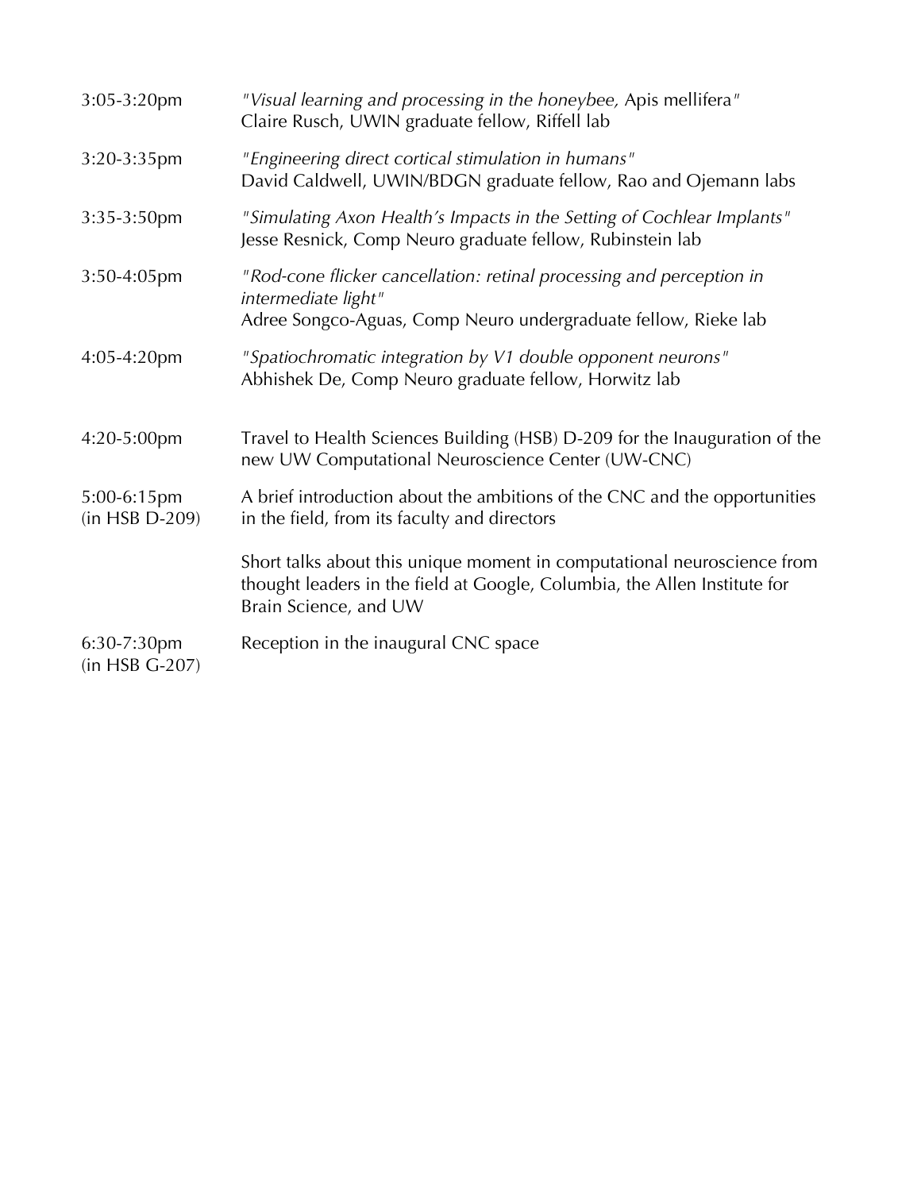| | |
|---|---|
| 3:05-3:20pm | *"Visual learning and processing in the honeybee,* Apis mellifera*"*<br>Claire Rusch, UWIN graduate fellow, Riffell lab |
| 3:20-3:35pm | *"Engineering direct cortical stimulation in humans"*<br>David Caldwell, UWIN/BDGN graduate fellow, Rao and Ojemann labs |
| 3:35-3:50pm | *"Simulating Axon Health's Impacts in the Setting of Cochlear Implants"*<br>Jesse Resnick, Comp Neuro graduate fellow, Rubinstein lab |
| 3:50-4:05pm | *"Rod-cone flicker cancellation: retinal processing and perception in intermediate light"*<br>Adree Songco-Aguas, Comp Neuro undergraduate fellow, Rieke lab |
| 4:05-4:20pm | *"Spatiochromatic integration by V1 double opponent neurons"*<br>Abhishek De, Comp Neuro graduate fellow, Horwitz lab |
| 4:20-5:00pm | Travel to Health Sciences Building (HSB) D-209 for the Inauguration of the new UW Computational Neuroscience Center (UW-CNC) |
| 5:00-6:15pm<br>(in HSB D-209) | A brief introduction about the ambitions of the CNC and the opportunities in the field, from its faculty and directors<br><br>Short talks about this unique moment in computational neuroscience from thought leaders in the field at Google, Columbia, the Allen Institute for Brain Science, and UW |
| 6:30-7:30pm<br>(in HSB G-207) | Reception in the inaugural CNC space |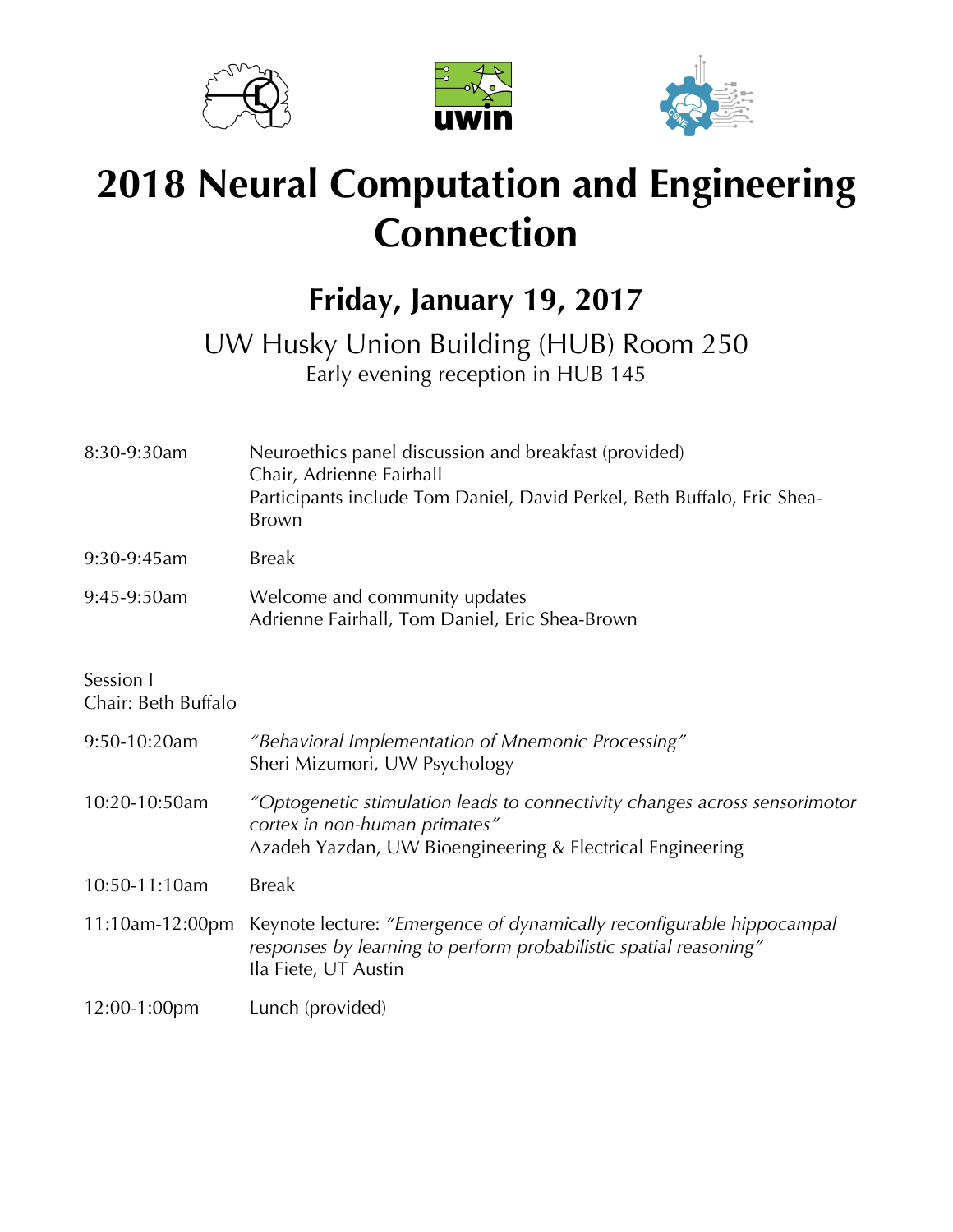# 2018 Neural Computation and Engineering Connection

## Friday, January 19, 2017

UW Husky Union Building (HUB) Room 250

Early evening reception in HUB 145

| | |
|---|---|
| 8:30-9:30am | Neuroethics panel discussion and breakfast (provided)<br>Chair, Adrienne Fairhall<br>Participants include Tom Daniel, David Perkel, Beth Buffalo, Eric Shea-Brown |
| 9:30-9:45am | Break |
| 9:45-9:50am | Welcome and community updates<br>Adrienne Fairhall, Tom Daniel, Eric Shea-Brown |

Session I
Chair: Beth Buffalo

| | |
|---|---|
| 9:50-10:20am | *"Behavioral Implementation of Mnemonic Processing"*<br>Sheri Mizumori, UW Psychology |
| 10:20-10:50am | *"Optogenetic stimulation leads to connectivity changes across sensorimotor cortex in non-human primates"*<br>Azadeh Yazdan, UW Bioengineering & Electrical Engineering |
| 10:50-11:10am | Break |
| 11:10am-12:00pm | Keynote lecture: *"Emergence of dynamically reconfigurable hippocampal responses by learning to perform probabilistic spatial reasoning"*<br>Ila Fiete, UT Austin |
| 12:00-1:00pm | Lunch (provided) |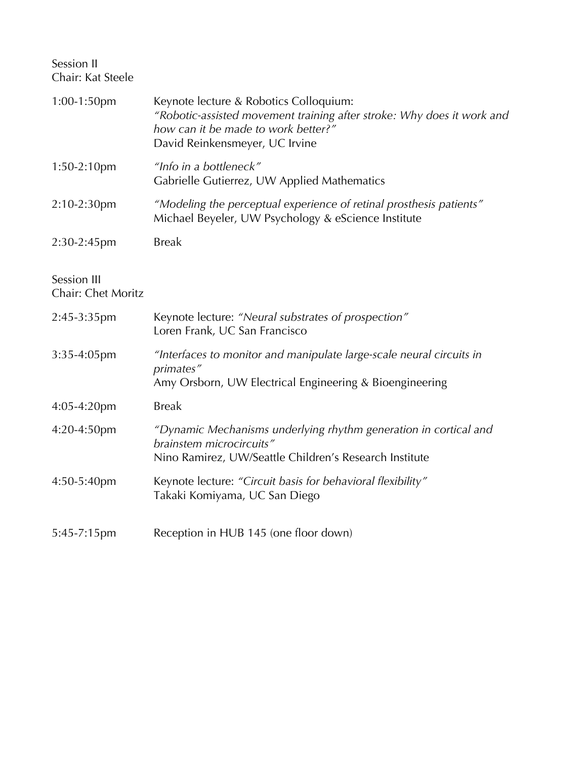Session II
Chair: Kat Steele

| | |
|---|---|
| 1:00-1:50pm | Keynote lecture & Robotics Colloquium: *"Robotic-assisted movement training after stroke: Why does it work and how can it be made to work better?"* David Reinkensmeyer, UC Irvine |
| 1:50-2:10pm | *"Info in a bottleneck"* Gabrielle Gutierrez, UW Applied Mathematics |
| 2:10-2:30pm | *"Modeling the perceptual experience of retinal prosthesis patients"* Michael Beyeler, UW Psychology & eScience Institute |
| 2:30-2:45pm | Break |

Session III
Chair: Chet Moritz

| | |
|---|---|
| 2:45-3:35pm | Keynote lecture: *"Neural substrates of prospection"* Loren Frank, UC San Francisco |
| 3:35-4:05pm | *"Interfaces to monitor and manipulate large-scale neural circuits in primates"* Amy Orsborn, UW Electrical Engineering & Bioengineering |
| 4:05-4:20pm | Break |
| 4:20-4:50pm | *"Dynamic Mechanisms underlying rhythm generation in cortical and brainstem microcircuits"* Nino Ramirez, UW/Seattle Children's Research Institute |
| 4:50-5:40pm | Keynote lecture: *"Circuit basis for behavioral flexibility"* Takaki Komiyama, UC San Diego |
| 5:45-7:15pm | Reception in HUB 145 (one floor down) |